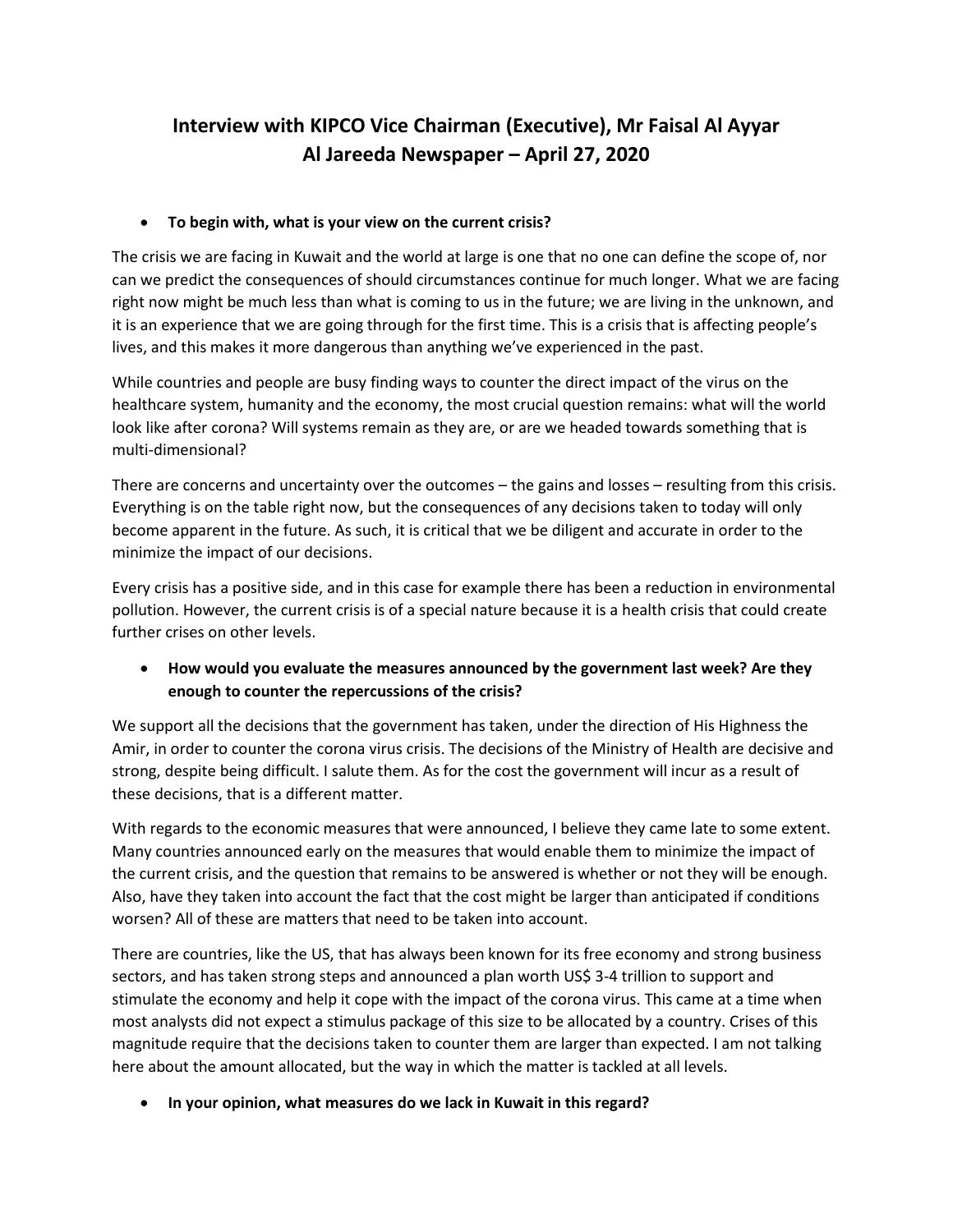# Interview with KIPCO Vice Chairman (Executive), Mr Faisal Al Ayyar
# Al Jareeda Newspaper – April 27, 2020

- **To begin with, what is your view on the current crisis?**

The crisis we are facing in Kuwait and the world at large is one that no one can define the scope of, nor can we predict the consequences of should circumstances continue for much longer. What we are facing right now might be much less than what is coming to us in the future; we are living in the unknown, and it is an experience that we are going through for the first time. This is a crisis that is affecting people's lives, and this makes it more dangerous than anything we've experienced in the past.

While countries and people are busy finding ways to counter the direct impact of the virus on the healthcare system, humanity and the economy, the most crucial question remains: what will the world look like after corona? Will systems remain as they are, or are we headed towards something that is multi-dimensional?

There are concerns and uncertainty over the outcomes – the gains and losses – resulting from this crisis. Everything is on the table right now, but the consequences of any decisions taken to today will only become apparent in the future. As such, it is critical that we be diligent and accurate in order to the minimize the impact of our decisions.

Every crisis has a positive side, and in this case for example there has been a reduction in environmental pollution. However, the current crisis is of a special nature because it is a health crisis that could create further crises on other levels.

- **How would you evaluate the measures announced by the government last week? Are they enough to counter the repercussions of the crisis?**

We support all the decisions that the government has taken, under the direction of His Highness the Amir, in order to counter the corona virus crisis. The decisions of the Ministry of Health are decisive and strong, despite being difficult. I salute them. As for the cost the government will incur as a result of these decisions, that is a different matter.

With regards to the economic measures that were announced, I believe they came late to some extent. Many countries announced early on the measures that would enable them to minimize the impact of the current crisis, and the question that remains to be answered is whether or not they will be enough. Also, have they taken into account the fact that the cost might be larger than anticipated if conditions worsen? All of these are matters that need to be taken into account.

There are countries, like the US, that has always been known for its free economy and strong business sectors, and has taken strong steps and announced a plan worth US$ 3-4 trillion to support and stimulate the economy and help it cope with the impact of the corona virus. This came at a time when most analysts did not expect a stimulus package of this size to be allocated by a country. Crises of this magnitude require that the decisions taken to counter them are larger than expected. I am not talking here about the amount allocated, but the way in which the matter is tackled at all levels.

- **In your opinion, what measures do we lack in Kuwait in this regard?**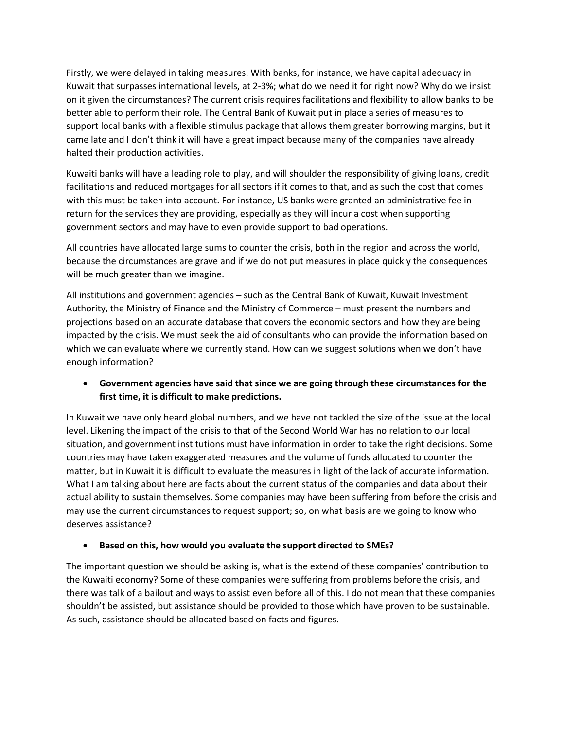Firstly, we were delayed in taking measures. With banks, for instance, we have capital adequacy in Kuwait that surpasses international levels, at 2-3%; what do we need it for right now? Why do we insist on it given the circumstances? The current crisis requires facilitations and flexibility to allow banks to be better able to perform their role. The Central Bank of Kuwait put in place a series of measures to support local banks with a flexible stimulus package that allows them greater borrowing margins, but it came late and I don't think it will have a great impact because many of the companies have already halted their production activities.

Kuwaiti banks will have a leading role to play, and will shoulder the responsibility of giving loans, credit facilitations and reduced mortgages for all sectors if it comes to that, and as such the cost that comes with this must be taken into account. For instance, US banks were granted an administrative fee in return for the services they are providing, especially as they will incur a cost when supporting government sectors and may have to even provide support to bad operations.

All countries have allocated large sums to counter the crisis, both in the region and across the world, because the circumstances are grave and if we do not put measures in place quickly the consequences will be much greater than we imagine.

All institutions and government agencies – such as the Central Bank of Kuwait, Kuwait Investment Authority, the Ministry of Finance and the Ministry of Commerce – must present the numbers and projections based on an accurate database that covers the economic sectors and how they are being impacted by the crisis. We must seek the aid of consultants who can provide the information based on which we can evaluate where we currently stand. How can we suggest solutions when we don't have enough information?

- **Government agencies have said that since we are going through these circumstances for the first time, it is difficult to make predictions.**

In Kuwait we have only heard global numbers, and we have not tackled the size of the issue at the local level. Likening the impact of the crisis to that of the Second World War has no relation to our local situation, and government institutions must have information in order to take the right decisions. Some countries may have taken exaggerated measures and the volume of funds allocated to counter the matter, but in Kuwait it is difficult to evaluate the measures in light of the lack of accurate information. What I am talking about here are facts about the current status of the companies and data about their actual ability to sustain themselves. Some companies may have been suffering from before the crisis and may use the current circumstances to request support; so, on what basis are we going to know who deserves assistance?

- **Based on this, how would you evaluate the support directed to SMEs?**

The important question we should be asking is, what is the extend of these companies' contribution to the Kuwaiti economy? Some of these companies were suffering from problems before the crisis, and there was talk of a bailout and ways to assist even before all of this. I do not mean that these companies shouldn't be assisted, but assistance should be provided to those which have proven to be sustainable. As such, assistance should be allocated based on facts and figures.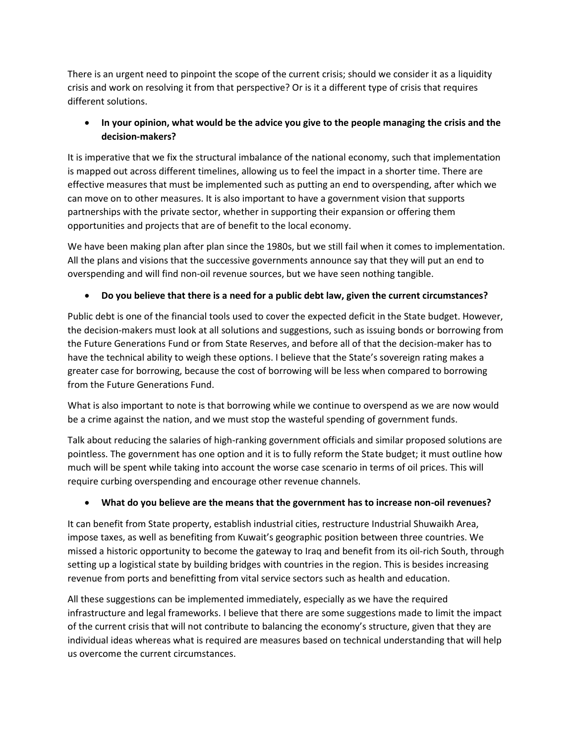There is an urgent need to pinpoint the scope of the current crisis; should we consider it as a liquidity crisis and work on resolving it from that perspective? Or is it a different type of crisis that requires different solutions.

- **In your opinion, what would be the advice you give to the people managing the crisis and the decision-makers?**

It is imperative that we fix the structural imbalance of the national economy, such that implementation is mapped out across different timelines, allowing us to feel the impact in a shorter time. There are effective measures that must be implemented such as putting an end to overspending, after which we can move on to other measures. It is also important to have a government vision that supports partnerships with the private sector, whether in supporting their expansion or offering them opportunities and projects that are of benefit to the local economy.

We have been making plan after plan since the 1980s, but we still fail when it comes to implementation. All the plans and visions that the successive governments announce say that they will put an end to overspending and will find non-oil revenue sources, but we have seen nothing tangible.

- **Do you believe that there is a need for a public debt law, given the current circumstances?**

Public debt is one of the financial tools used to cover the expected deficit in the State budget. However, the decision-makers must look at all solutions and suggestions, such as issuing bonds or borrowing from the Future Generations Fund or from State Reserves, and before all of that the decision-maker has to have the technical ability to weigh these options. I believe that the State's sovereign rating makes a greater case for borrowing, because the cost of borrowing will be less when compared to borrowing from the Future Generations Fund.

What is also important to note is that borrowing while we continue to overspend as we are now would be a crime against the nation, and we must stop the wasteful spending of government funds.

Talk about reducing the salaries of high-ranking government officials and similar proposed solutions are pointless. The government has one option and it is to fully reform the State budget; it must outline how much will be spent while taking into account the worse case scenario in terms of oil prices. This will require curbing overspending and encourage other revenue channels.

- **What do you believe are the means that the government has to increase non-oil revenues?**

It can benefit from State property, establish industrial cities, restructure Industrial Shuwaikh Area, impose taxes, as well as benefiting from Kuwait's geographic position between three countries. We missed a historic opportunity to become the gateway to Iraq and benefit from its oil-rich South, through setting up a logistical state by building bridges with countries in the region. This is besides increasing revenue from ports and benefitting from vital service sectors such as health and education.

All these suggestions can be implemented immediately, especially as we have the required infrastructure and legal frameworks. I believe that there are some suggestions made to limit the impact of the current crisis that will not contribute to balancing the economy's structure, given that they are individual ideas whereas what is required are measures based on technical understanding that will help us overcome the current circumstances.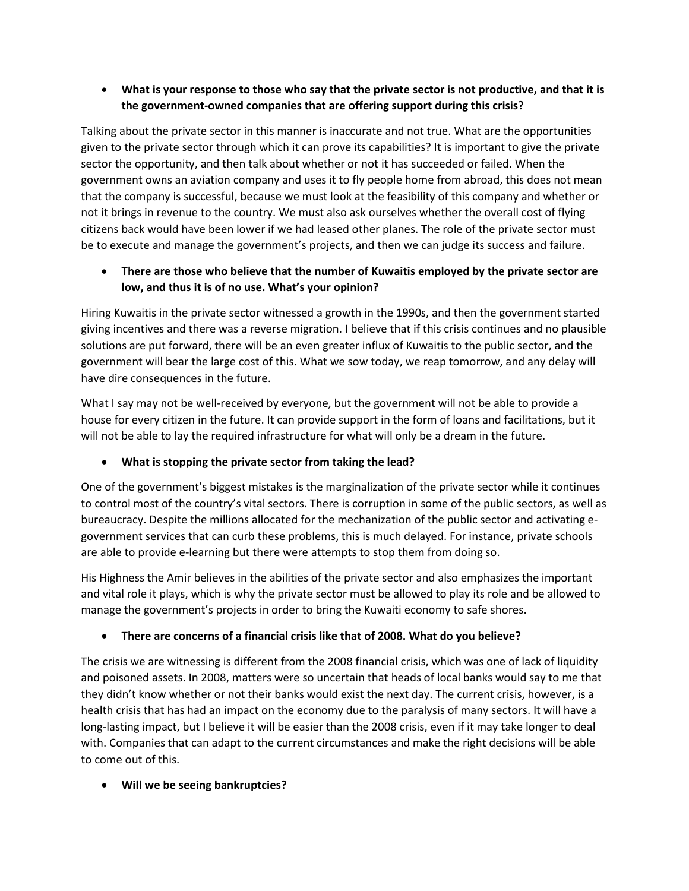- **What is your response to those who say that the private sector is not productive, and that it is the government-owned companies that are offering support during this crisis?**

Talking about the private sector in this manner is inaccurate and not true. What are the opportunities given to the private sector through which it can prove its capabilities? It is important to give the private sector the opportunity, and then talk about whether or not it has succeeded or failed. When the government owns an aviation company and uses it to fly people home from abroad, this does not mean that the company is successful, because we must look at the feasibility of this company and whether or not it brings in revenue to the country. We must also ask ourselves whether the overall cost of flying citizens back would have been lower if we had leased other planes. The role of the private sector must be to execute and manage the government's projects, and then we can judge its success and failure.

- **There are those who believe that the number of Kuwaitis employed by the private sector are low, and thus it is of no use. What's your opinion?**

Hiring Kuwaitis in the private sector witnessed a growth in the 1990s, and then the government started giving incentives and there was a reverse migration. I believe that if this crisis continues and no plausible solutions are put forward, there will be an even greater influx of Kuwaitis to the public sector, and the government will bear the large cost of this. What we sow today, we reap tomorrow, and any delay will have dire consequences in the future.

What I say may not be well-received by everyone, but the government will not be able to provide a house for every citizen in the future. It can provide support in the form of loans and facilitations, but it will not be able to lay the required infrastructure for what will only be a dream in the future.

- **What is stopping the private sector from taking the lead?**

One of the government's biggest mistakes is the marginalization of the private sector while it continues to control most of the country's vital sectors. There is corruption in some of the public sectors, as well as bureaucracy. Despite the millions allocated for the mechanization of the public sector and activating e-government services that can curb these problems, this is much delayed. For instance, private schools are able to provide e-learning but there were attempts to stop them from doing so.

His Highness the Amir believes in the abilities of the private sector and also emphasizes the important and vital role it plays, which is why the private sector must be allowed to play its role and be allowed to manage the government's projects in order to bring the Kuwaiti economy to safe shores.

- **There are concerns of a financial crisis like that of 2008. What do you believe?**

The crisis we are witnessing is different from the 2008 financial crisis, which was one of lack of liquidity and poisoned assets. In 2008, matters were so uncertain that heads of local banks would say to me that they didn't know whether or not their banks would exist the next day. The current crisis, however, is a health crisis that has had an impact on the economy due to the paralysis of many sectors. It will have a long-lasting impact, but I believe it will be easier than the 2008 crisis, even if it may take longer to deal with. Companies that can adapt to the current circumstances and make the right decisions will be able to come out of this.

- **Will we be seeing bankruptcies?**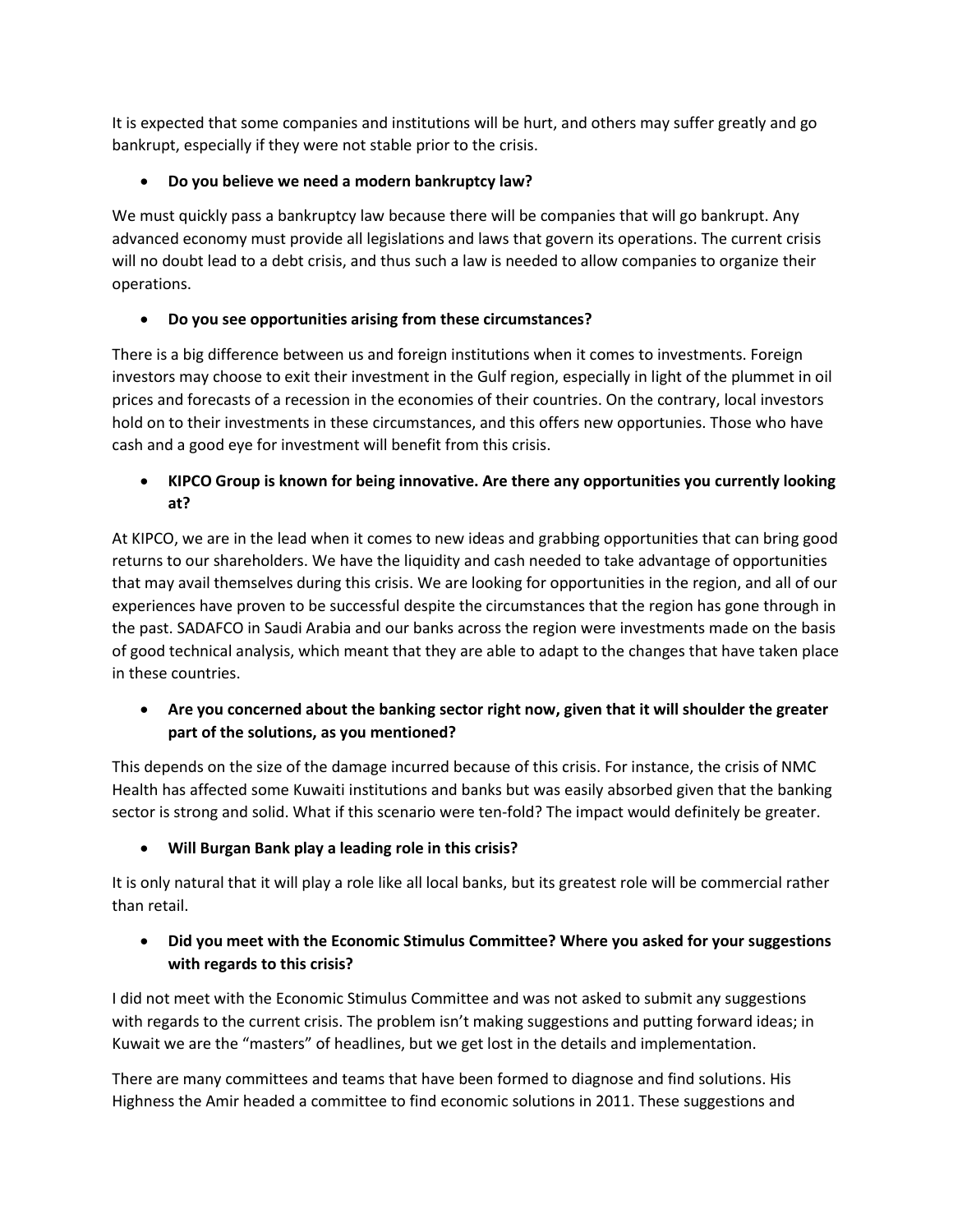It is expected that some companies and institutions will be hurt, and others may suffer greatly and go bankrupt, especially if they were not stable prior to the crisis.

- **Do you believe we need a modern bankruptcy law?**

We must quickly pass a bankruptcy law because there will be companies that will go bankrupt. Any advanced economy must provide all legislations and laws that govern its operations. The current crisis will no doubt lead to a debt crisis, and thus such a law is needed to allow companies to organize their operations.

- **Do you see opportunities arising from these circumstances?**

There is a big difference between us and foreign institutions when it comes to investments. Foreign investors may choose to exit their investment in the Gulf region, especially in light of the plummet in oil prices and forecasts of a recession in the economies of their countries. On the contrary, local investors hold on to their investments in these circumstances, and this offers new opportunies. Those who have cash and a good eye for investment will benefit from this crisis.

- **KIPCO Group is known for being innovative. Are there any opportunities you currently looking at?**

At KIPCO, we are in the lead when it comes to new ideas and grabbing opportunities that can bring good returns to our shareholders. We have the liquidity and cash needed to take advantage of opportunities that may avail themselves during this crisis. We are looking for opportunities in the region, and all of our experiences have proven to be successful despite the circumstances that the region has gone through in the past. SADAFCO in Saudi Arabia and our banks across the region were investments made on the basis of good technical analysis, which meant that they are able to adapt to the changes that have taken place in these countries.

- **Are you concerned about the banking sector right now, given that it will shoulder the greater part of the solutions, as you mentioned?**

This depends on the size of the damage incurred because of this crisis. For instance, the crisis of NMC Health has affected some Kuwaiti institutions and banks but was easily absorbed given that the banking sector is strong and solid. What if this scenario were ten-fold? The impact would definitely be greater.

- **Will Burgan Bank play a leading role in this crisis?**

It is only natural that it will play a role like all local banks, but its greatest role will be commercial rather than retail.

- **Did you meet with the Economic Stimulus Committee? Where you asked for your suggestions with regards to this crisis?**

I did not meet with the Economic Stimulus Committee and was not asked to submit any suggestions with regards to the current crisis. The problem isn't making suggestions and putting forward ideas; in Kuwait we are the "masters" of headlines, but we get lost in the details and implementation.

There are many committees and teams that have been formed to diagnose and find solutions. His Highness the Amir headed a committee to find economic solutions in 2011. These suggestions and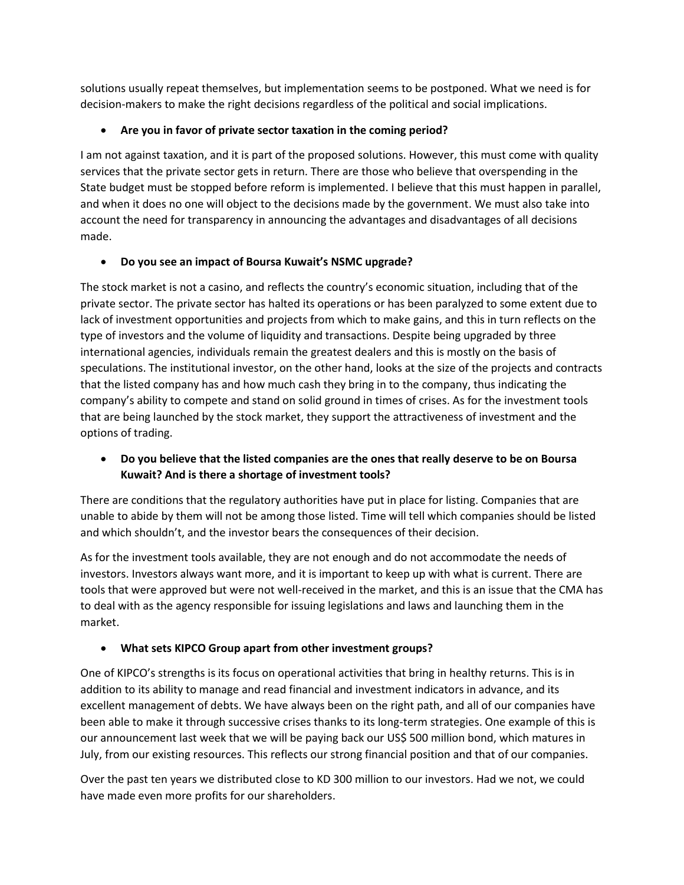solutions usually repeat themselves, but implementation seems to be postponed. What we need is for decision-makers to make the right decisions regardless of the political and social implications.

- **Are you in favor of private sector taxation in the coming period?**

I am not against taxation, and it is part of the proposed solutions. However, this must come with quality services that the private sector gets in return. There are those who believe that overspending in the State budget must be stopped before reform is implemented. I believe that this must happen in parallel, and when it does no one will object to the decisions made by the government. We must also take into account the need for transparency in announcing the advantages and disadvantages of all decisions made.

- **Do you see an impact of Boursa Kuwait's NSMC upgrade?**

The stock market is not a casino, and reflects the country's economic situation, including that of the private sector. The private sector has halted its operations or has been paralyzed to some extent due to lack of investment opportunities and projects from which to make gains, and this in turn reflects on the type of investors and the volume of liquidity and transactions. Despite being upgraded by three international agencies, individuals remain the greatest dealers and this is mostly on the basis of speculations. The institutional investor, on the other hand, looks at the size of the projects and contracts that the listed company has and how much cash they bring in to the company, thus indicating the company's ability to compete and stand on solid ground in times of crises. As for the investment tools that are being launched by the stock market, they support the attractiveness of investment and the options of trading.

- **Do you believe that the listed companies are the ones that really deserve to be on Boursa Kuwait? And is there a shortage of investment tools?**

There are conditions that the regulatory authorities have put in place for listing. Companies that are unable to abide by them will not be among those listed. Time will tell which companies should be listed and which shouldn't, and the investor bears the consequences of their decision.

As for the investment tools available, they are not enough and do not accommodate the needs of investors. Investors always want more, and it is important to keep up with what is current. There are tools that were approved but were not well-received in the market, and this is an issue that the CMA has to deal with as the agency responsible for issuing legislations and laws and launching them in the market.

- **What sets KIPCO Group apart from other investment groups?**

One of KIPCO's strengths is its focus on operational activities that bring in healthy returns. This is in addition to its ability to manage and read financial and investment indicators in advance, and its excellent management of debts. We have always been on the right path, and all of our companies have been able to make it through successive crises thanks to its long-term strategies. One example of this is our announcement last week that we will be paying back our US$ 500 million bond, which matures in July, from our existing resources. This reflects our strong financial position and that of our companies.

Over the past ten years we distributed close to KD 300 million to our investors. Had we not, we could have made even more profits for our shareholders.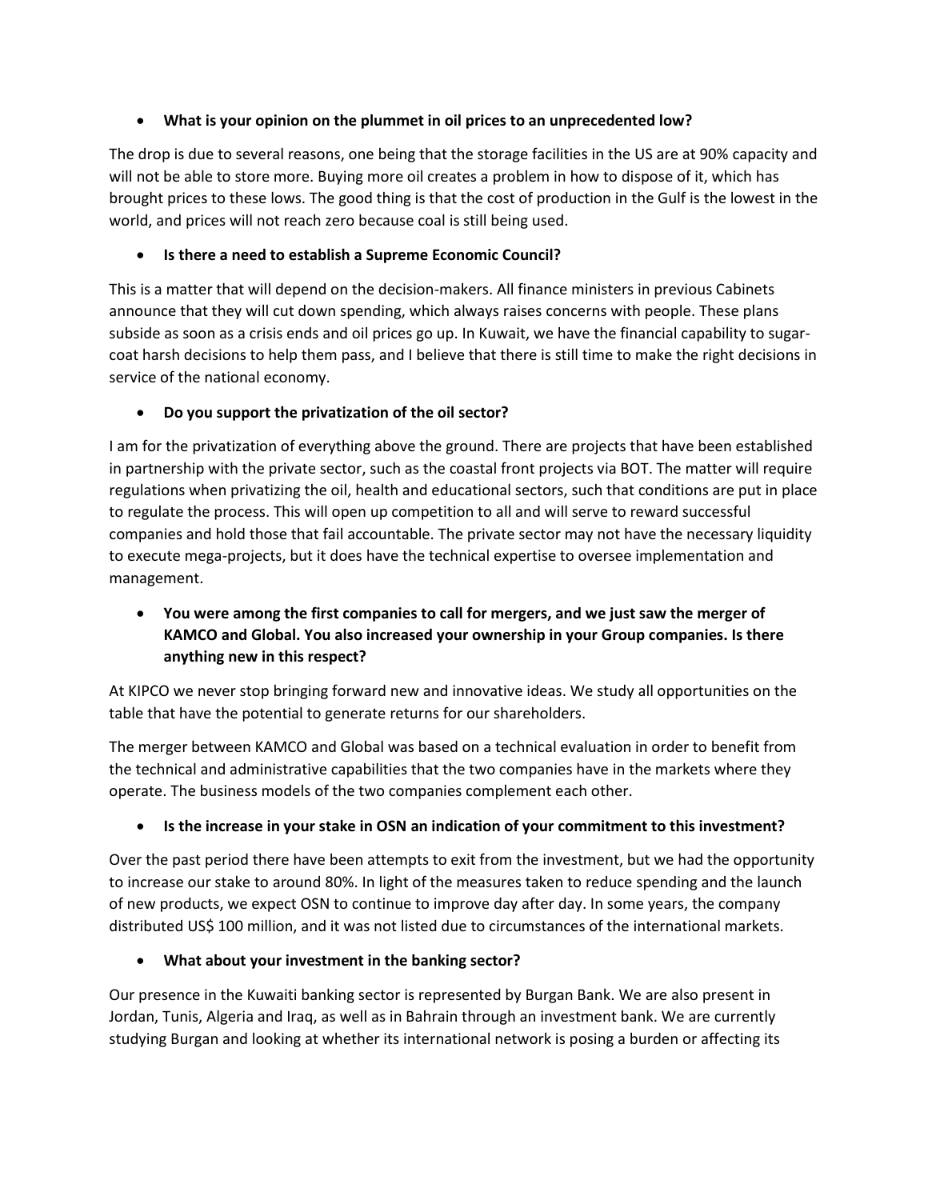- **What is your opinion on the plummet in oil prices to an unprecedented low?**

The drop is due to several reasons, one being that the storage facilities in the US are at 90% capacity and will not be able to store more. Buying more oil creates a problem in how to dispose of it, which has brought prices to these lows. The good thing is that the cost of production in the Gulf is the lowest in the world, and prices will not reach zero because coal is still being used.

- **Is there a need to establish a Supreme Economic Council?**

This is a matter that will depend on the decision-makers. All finance ministers in previous Cabinets announce that they will cut down spending, which always raises concerns with people. These plans subside as soon as a crisis ends and oil prices go up. In Kuwait, we have the financial capability to sugar-coat harsh decisions to help them pass, and I believe that there is still time to make the right decisions in service of the national economy.

- **Do you support the privatization of the oil sector?**

I am for the privatization of everything above the ground. There are projects that have been established in partnership with the private sector, such as the coastal front projects via BOT. The matter will require regulations when privatizing the oil, health and educational sectors, such that conditions are put in place to regulate the process. This will open up competition to all and will serve to reward successful companies and hold those that fail accountable. The private sector may not have the necessary liquidity to execute mega-projects, but it does have the technical expertise to oversee implementation and management.

- **You were among the first companies to call for mergers, and we just saw the merger of KAMCO and Global. You also increased your ownership in your Group companies. Is there anything new in this respect?**

At KIPCO we never stop bringing forward new and innovative ideas. We study all opportunities on the table that have the potential to generate returns for our shareholders.

The merger between KAMCO and Global was based on a technical evaluation in order to benefit from the technical and administrative capabilities that the two companies have in the markets where they operate. The business models of the two companies complement each other.

- **Is the increase in your stake in OSN an indication of your commitment to this investment?**

Over the past period there have been attempts to exit from the investment, but we had the opportunity to increase our stake to around 80%. In light of the measures taken to reduce spending and the launch of new products, we expect OSN to continue to improve day after day. In some years, the company distributed US$ 100 million, and it was not listed due to circumstances of the international markets.

- **What about your investment in the banking sector?**

Our presence in the Kuwaiti banking sector is represented by Burgan Bank. We are also present in Jordan, Tunis, Algeria and Iraq, as well as in Bahrain through an investment bank. We are currently studying Burgan and looking at whether its international network is posing a burden or affecting its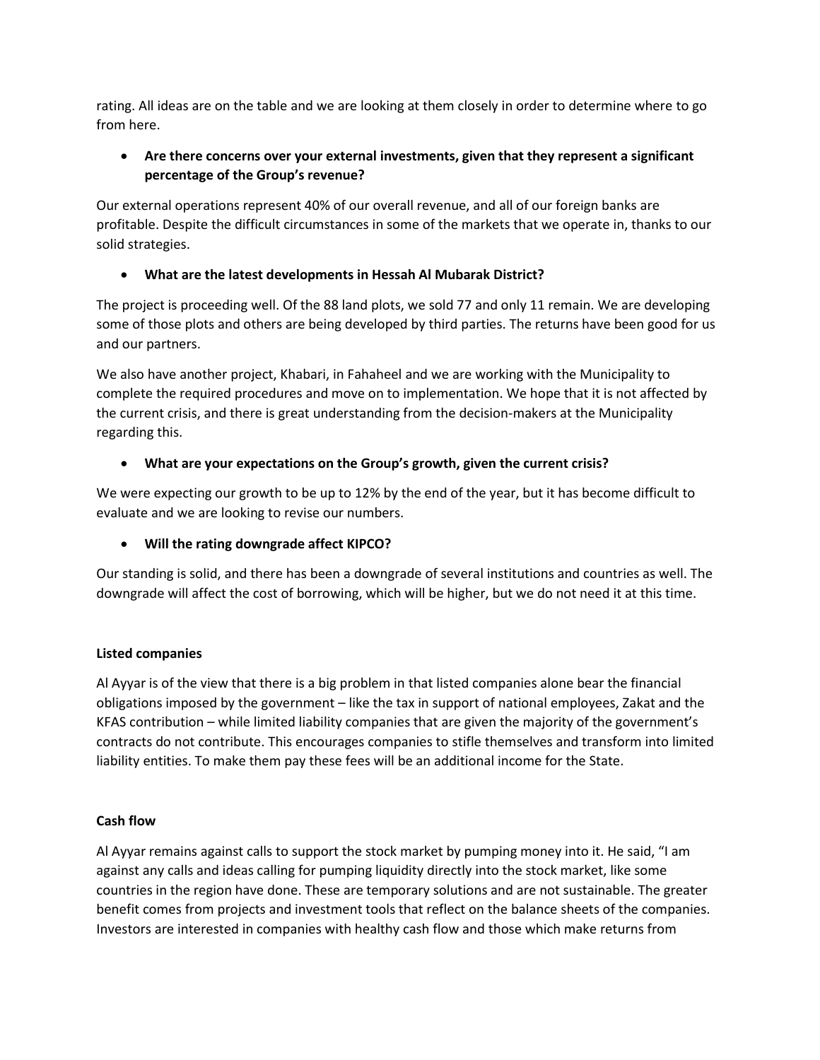rating. All ideas are on the table and we are looking at them closely in order to determine where to go from here.

- **Are there concerns over your external investments, given that they represent a significant percentage of the Group's revenue?**

Our external operations represent 40% of our overall revenue, and all of our foreign banks are profitable. Despite the difficult circumstances in some of the markets that we operate in, thanks to our solid strategies.

- **What are the latest developments in Hessah Al Mubarak District?**

The project is proceeding well. Of the 88 land plots, we sold 77 and only 11 remain. We are developing some of those plots and others are being developed by third parties. The returns have been good for us and our partners.

We also have another project, Khabari, in Fahaheel and we are working with the Municipality to complete the required procedures and move on to implementation. We hope that it is not affected by the current crisis, and there is great understanding from the decision-makers at the Municipality regarding this.

- **What are your expectations on the Group's growth, given the current crisis?**

We were expecting our growth to be up to 12% by the end of the year, but it has become difficult to evaluate and we are looking to revise our numbers.

- **Will the rating downgrade affect KIPCO?**

Our standing is solid, and there has been a downgrade of several institutions and countries as well. The downgrade will affect the cost of borrowing, which will be higher, but we do not need it at this time.

**Listed companies**

Al Ayyar is of the view that there is a big problem in that listed companies alone bear the financial obligations imposed by the government – like the tax in support of national employees, Zakat and the KFAS contribution – while limited liability companies that are given the majority of the government's contracts do not contribute. This encourages companies to stifle themselves and transform into limited liability entities. To make them pay these fees will be an additional income for the State.

**Cash flow**

Al Ayyar remains against calls to support the stock market by pumping money into it. He said, "I am against any calls and ideas calling for pumping liquidity directly into the stock market, like some countries in the region have done. These are temporary solutions and are not sustainable. The greater benefit comes from projects and investment tools that reflect on the balance sheets of the companies. Investors are interested in companies with healthy cash flow and those which make returns from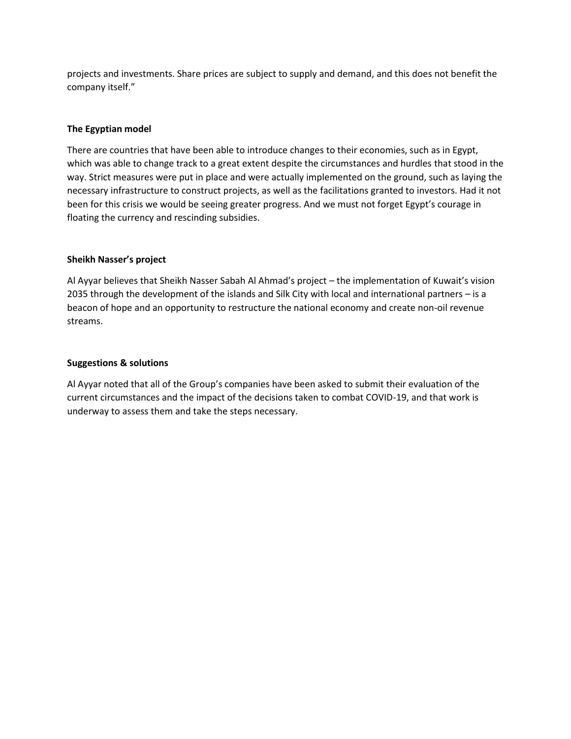projects and investments. Share prices are subject to supply and demand, and this does not benefit the company itself."

**The Egyptian model**

There are countries that have been able to introduce changes to their economies, such as in Egypt, which was able to change track to a great extent despite the circumstances and hurdles that stood in the way. Strict measures were put in place and were actually implemented on the ground, such as laying the necessary infrastructure to construct projects, as well as the facilitations granted to investors. Had it not been for this crisis we would be seeing greater progress. And we must not forget Egypt's courage in floating the currency and rescinding subsidies.

**Sheikh Nasser's project**

Al Ayyar believes that Sheikh Nasser Sabah Al Ahmad's project – the implementation of Kuwait's vision 2035 through the development of the islands and Silk City with local and international partners – is a beacon of hope and an opportunity to restructure the national economy and create non-oil revenue streams.

**Suggestions & solutions**

Al Ayyar noted that all of the Group's companies have been asked to submit their evaluation of the current circumstances and the impact of the decisions taken to combat COVID-19, and that work is underway to assess them and take the steps necessary.